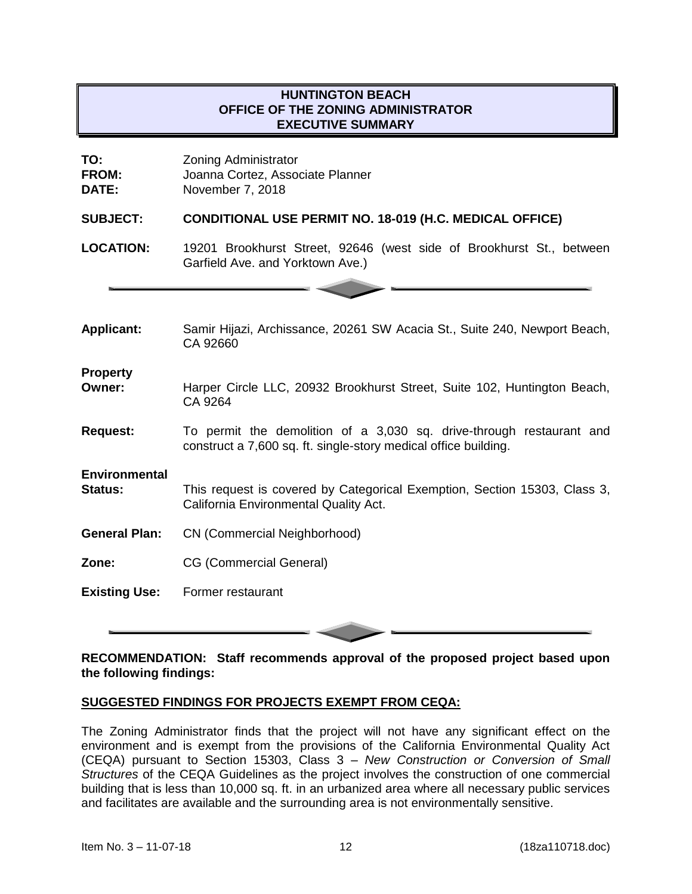**HUNTINGTON BEACH**
**OFFICE OF THE ZONING ADMINISTRATOR**
**EXECUTIVE SUMMARY**

**TO:** Zoning Administrator
**FROM:** Joanna Cortez, Associate Planner
**DATE:** November 7, 2018

**SUBJECT:** **CONDITIONAL USE PERMIT NO. 18-019 (H.C. MEDICAL OFFICE)**

**LOCATION:** 19201 Brookhurst Street, 92646 (west side of Brookhurst St., between Garfield Ave. and Yorktown Ave.)

---

**Applicant:** Samir Hijazi, Archissance, 20261 SW Acacia St., Suite 240, Newport Beach, CA 92660

**Property Owner:** Harper Circle LLC, 20932 Brookhurst Street, Suite 102, Huntington Beach, CA 9264

**Request:** To permit the demolition of a 3,030 sq. drive-through restaurant and construct a 7,600 sq. ft. single-story medical office building.

**Environmental Status:** This request is covered by Categorical Exemption, Section 15303, Class 3, California Environmental Quality Act.

**General Plan:** CN (Commercial Neighborhood)

**Zone:** CG (Commercial General)

**Existing Use:** Former restaurant

---

**RECOMMENDATION: Staff recommends approval of the proposed project based upon the following findings:**

**SUGGESTED FINDINGS FOR PROJECTS EXEMPT FROM CEQA:**

The Zoning Administrator finds that the project will not have any significant effect on the environment and is exempt from the provisions of the California Environmental Quality Act (CEQA) pursuant to Section 15303, Class 3 – *New Construction or Conversion of Small Structures* of the CEQA Guidelines as the project involves the construction of one commercial building that is less than 10,000 sq. ft. in an urbanized area where all necessary public services and facilitates are available and the surrounding area is not environmentally sensitive.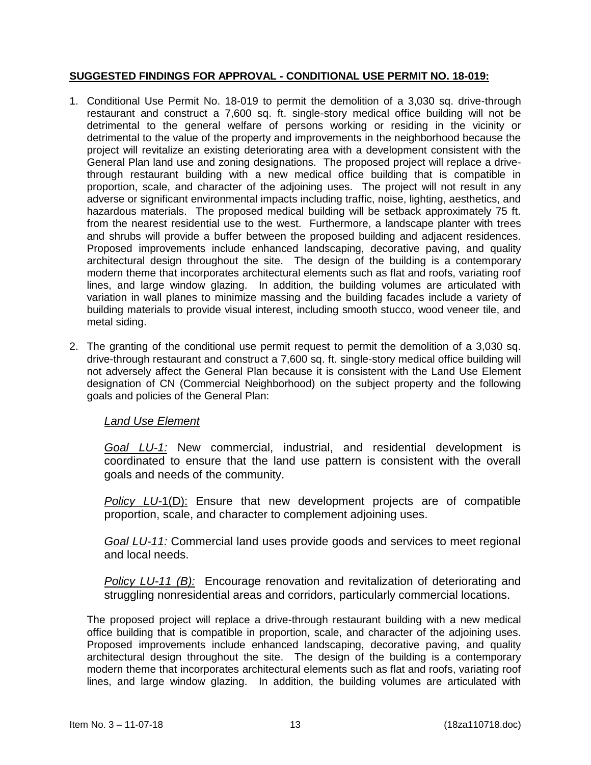**SUGGESTED FINDINGS FOR APPROVAL - CONDITIONAL USE PERMIT NO. 18-019:**

1. Conditional Use Permit No. 18-019 to permit the demolition of a 3,030 sq. drive-through restaurant and construct a 7,600 sq. ft. single-story medical office building will not be detrimental to the general welfare of persons working or residing in the vicinity or detrimental to the value of the property and improvements in the neighborhood because the project will revitalize an existing deteriorating area with a development consistent with the General Plan land use and zoning designations. The proposed project will replace a drive-through restaurant building with a new medical office building that is compatible in proportion, scale, and character of the adjoining uses. The project will not result in any adverse or significant environmental impacts including traffic, noise, lighting, aesthetics, and hazardous materials. The proposed medical building will be setback approximately 75 ft. from the nearest residential use to the west. Furthermore, a landscape planter with trees and shrubs will provide a buffer between the proposed building and adjacent residences. Proposed improvements include enhanced landscaping, decorative paving, and quality architectural design throughout the site. The design of the building is a contemporary modern theme that incorporates architectural elements such as flat and roofs, variating roof lines, and large window glazing. In addition, the building volumes are articulated with variation in wall planes to minimize massing and the building facades include a variety of building materials to provide visual interest, including smooth stucco, wood veneer tile, and metal siding.

2. The granting of the conditional use permit request to permit the demolition of a 3,030 sq. drive-through restaurant and construct a 7,600 sq. ft. single-story medical office building will not adversely affect the General Plan because it is consistent with the Land Use Element designation of CN (Commercial Neighborhood) on the subject property and the following goals and policies of the General Plan:

   *Land Use Element*

   *Goal LU-1:* New commercial, industrial, and residential development is coordinated to ensure that the land use pattern is consistent with the overall goals and needs of the community.

   *Policy LU-*1(D): Ensure that new development projects are of compatible proportion, scale, and character to complement adjoining uses.

   *Goal LU-11:* Commercial land uses provide goods and services to meet regional and local needs.

   *Policy LU-11 (B):* Encourage renovation and revitalization of deteriorating and struggling nonresidential areas and corridors, particularly commercial locations.

   The proposed project will replace a drive-through restaurant building with a new medical office building that is compatible in proportion, scale, and character of the adjoining uses. Proposed improvements include enhanced landscaping, decorative paving, and quality architectural design throughout the site. The design of the building is a contemporary modern theme that incorporates architectural elements such as flat and roofs, variating roof lines, and large window glazing. In addition, the building volumes are articulated with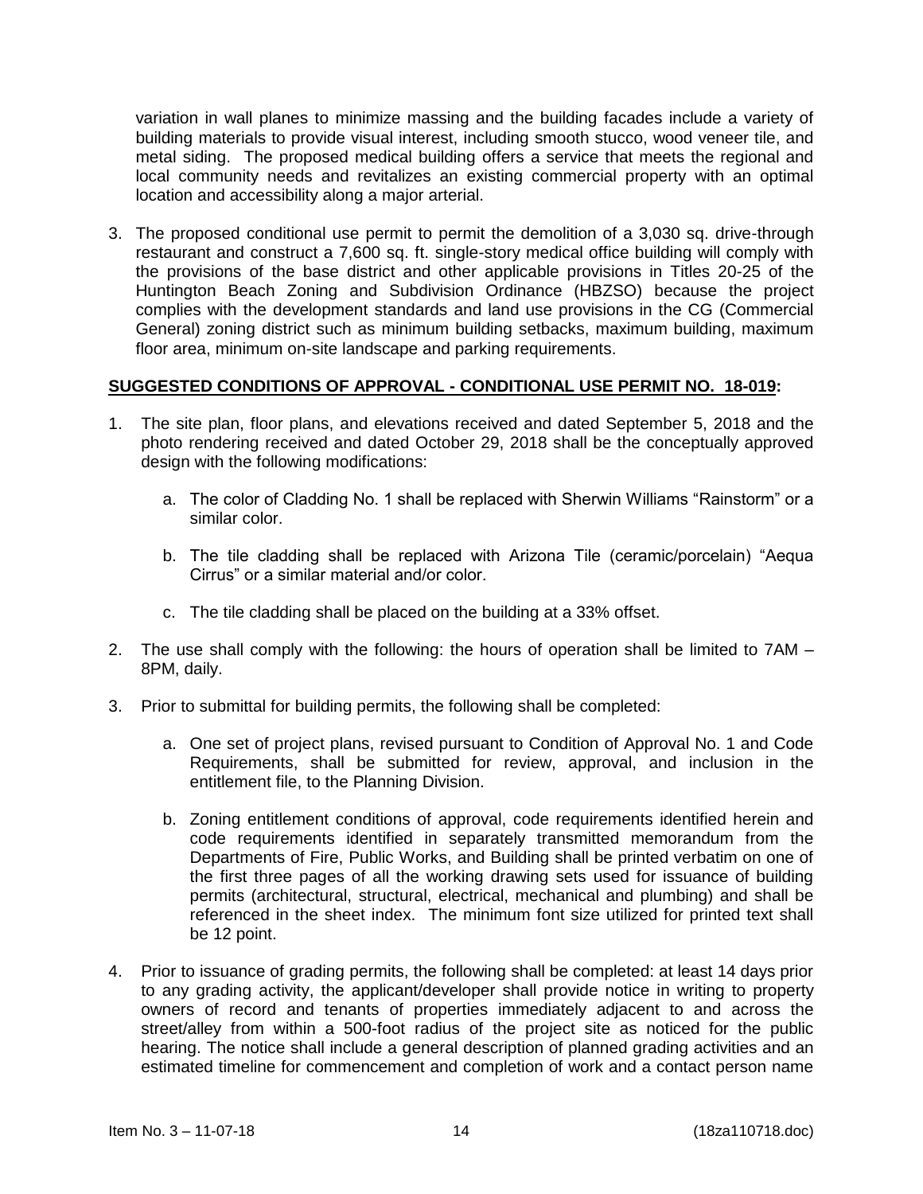variation in wall planes to minimize massing and the building facades include a variety of building materials to provide visual interest, including smooth stucco, wood veneer tile, and metal siding. The proposed medical building offers a service that meets the regional and local community needs and revitalizes an existing commercial property with an optimal location and accessibility along a major arterial.

3. The proposed conditional use permit to permit the demolition of a 3,030 sq. drive-through restaurant and construct a 7,600 sq. ft. single-story medical office building will comply with the provisions of the base district and other applicable provisions in Titles 20-25 of the Huntington Beach Zoning and Subdivision Ordinance (HBZSO) because the project complies with the development standards and land use provisions in the CG (Commercial General) zoning district such as minimum building setbacks, maximum building, maximum floor area, minimum on-site landscape and parking requirements.

**SUGGESTED CONDITIONS OF APPROVAL - CONDITIONAL USE PERMIT NO. 18-019:**

1. The site plan, floor plans, and elevations received and dated September 5, 2018 and the photo rendering received and dated October 29, 2018 shall be the conceptually approved design with the following modifications:

   a. The color of Cladding No. 1 shall be replaced with Sherwin Williams "Rainstorm" or a similar color.

   b. The tile cladding shall be replaced with Arizona Tile (ceramic/porcelain) "Aequa Cirrus" or a similar material and/or color.

   c. The tile cladding shall be placed on the building at a 33% offset.

2. The use shall comply with the following: the hours of operation shall be limited to 7AM – 8PM, daily.

3. Prior to submittal for building permits, the following shall be completed:

   a. One set of project plans, revised pursuant to Condition of Approval No. 1 and Code Requirements, shall be submitted for review, approval, and inclusion in the entitlement file, to the Planning Division.

   b. Zoning entitlement conditions of approval, code requirements identified herein and code requirements identified in separately transmitted memorandum from the Departments of Fire, Public Works, and Building shall be printed verbatim on one of the first three pages of all the working drawing sets used for issuance of building permits (architectural, structural, electrical, mechanical and plumbing) and shall be referenced in the sheet index. The minimum font size utilized for printed text shall be 12 point.

4. Prior to issuance of grading permits, the following shall be completed: at least 14 days prior to any grading activity, the applicant/developer shall provide notice in writing to property owners of record and tenants of properties immediately adjacent to and across the street/alley from within a 500-foot radius of the project site as noticed for the public hearing. The notice shall include a general description of planned grading activities and an estimated timeline for commencement and completion of work and a contact person name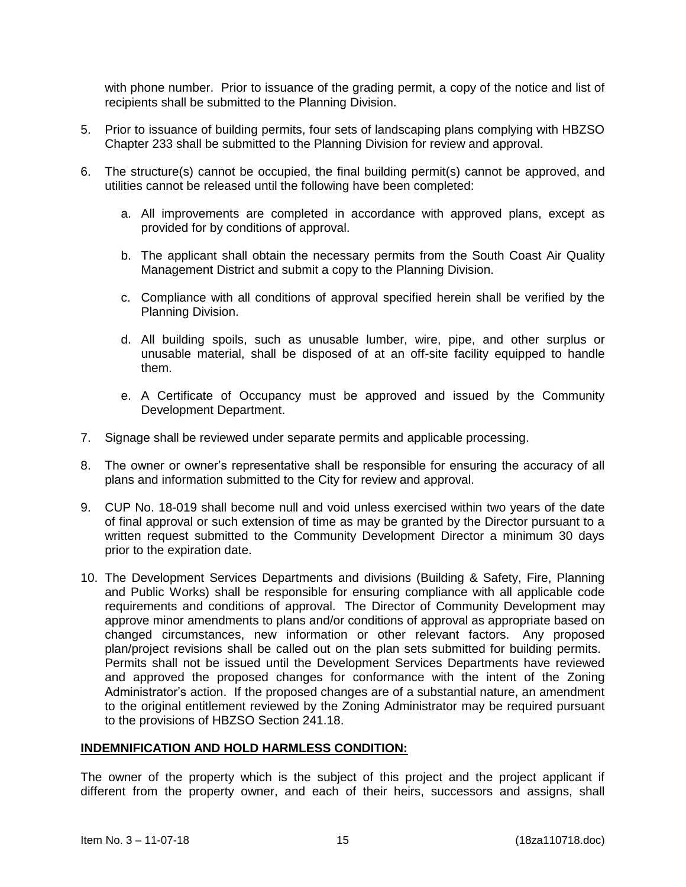with phone number. Prior to issuance of the grading permit, a copy of the notice and list of recipients shall be submitted to the Planning Division.

5. Prior to issuance of building permits, four sets of landscaping plans complying with HBZSO Chapter 233 shall be submitted to the Planning Division for review and approval.

6. The structure(s) cannot be occupied, the final building permit(s) cannot be approved, and utilities cannot be released until the following have been completed:

   a. All improvements are completed in accordance with approved plans, except as provided for by conditions of approval.

   b. The applicant shall obtain the necessary permits from the South Coast Air Quality Management District and submit a copy to the Planning Division.

   c. Compliance with all conditions of approval specified herein shall be verified by the Planning Division.

   d. All building spoils, such as unusable lumber, wire, pipe, and other surplus or unusable material, shall be disposed of at an off-site facility equipped to handle them.

   e. A Certificate of Occupancy must be approved and issued by the Community Development Department.

7. Signage shall be reviewed under separate permits and applicable processing.

8. The owner or owner's representative shall be responsible for ensuring the accuracy of all plans and information submitted to the City for review and approval.

9. CUP No. 18-019 shall become null and void unless exercised within two years of the date of final approval or such extension of time as may be granted by the Director pursuant to a written request submitted to the Community Development Director a minimum 30 days prior to the expiration date.

10. The Development Services Departments and divisions (Building & Safety, Fire, Planning and Public Works) shall be responsible for ensuring compliance with all applicable code requirements and conditions of approval. The Director of Community Development may approve minor amendments to plans and/or conditions of approval as appropriate based on changed circumstances, new information or other relevant factors. Any proposed plan/project revisions shall be called out on the plan sets submitted for building permits. Permits shall not be issued until the Development Services Departments have reviewed and approved the proposed changes for conformance with the intent of the Zoning Administrator's action. If the proposed changes are of a substantial nature, an amendment to the original entitlement reviewed by the Zoning Administrator may be required pursuant to the provisions of HBZSO Section 241.18.

**INDEMNIFICATION AND HOLD HARMLESS CONDITION:**

The owner of the property which is the subject of this project and the project applicant if different from the property owner, and each of their heirs, successors and assigns, shall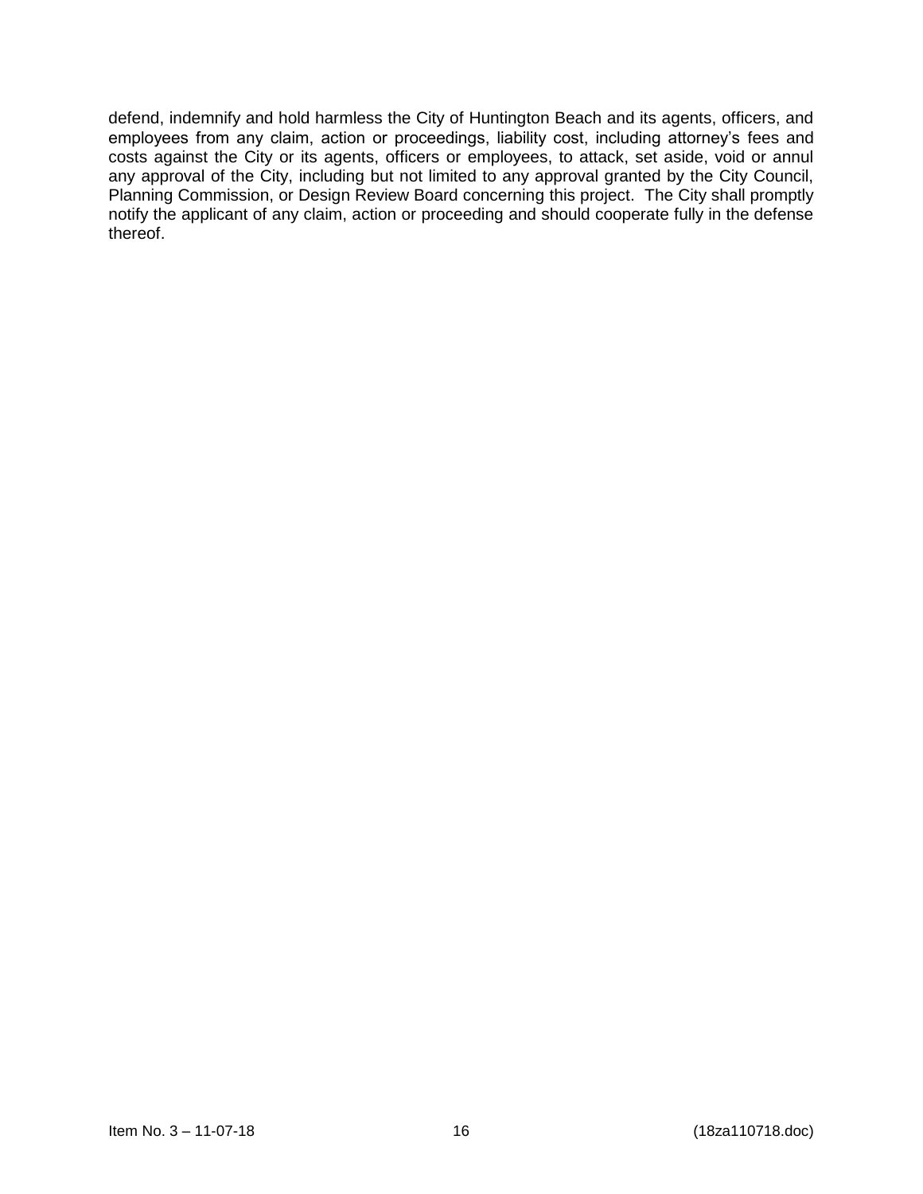defend, indemnify and hold harmless the City of Huntington Beach and its agents, officers, and employees from any claim, action or proceedings, liability cost, including attorney's fees and costs against the City or its agents, officers or employees, to attack, set aside, void or annul any approval of the City, including but not limited to any approval granted by the City Council, Planning Commission, or Design Review Board concerning this project. The City shall promptly notify the applicant of any claim, action or proceeding and should cooperate fully in the defense thereof.